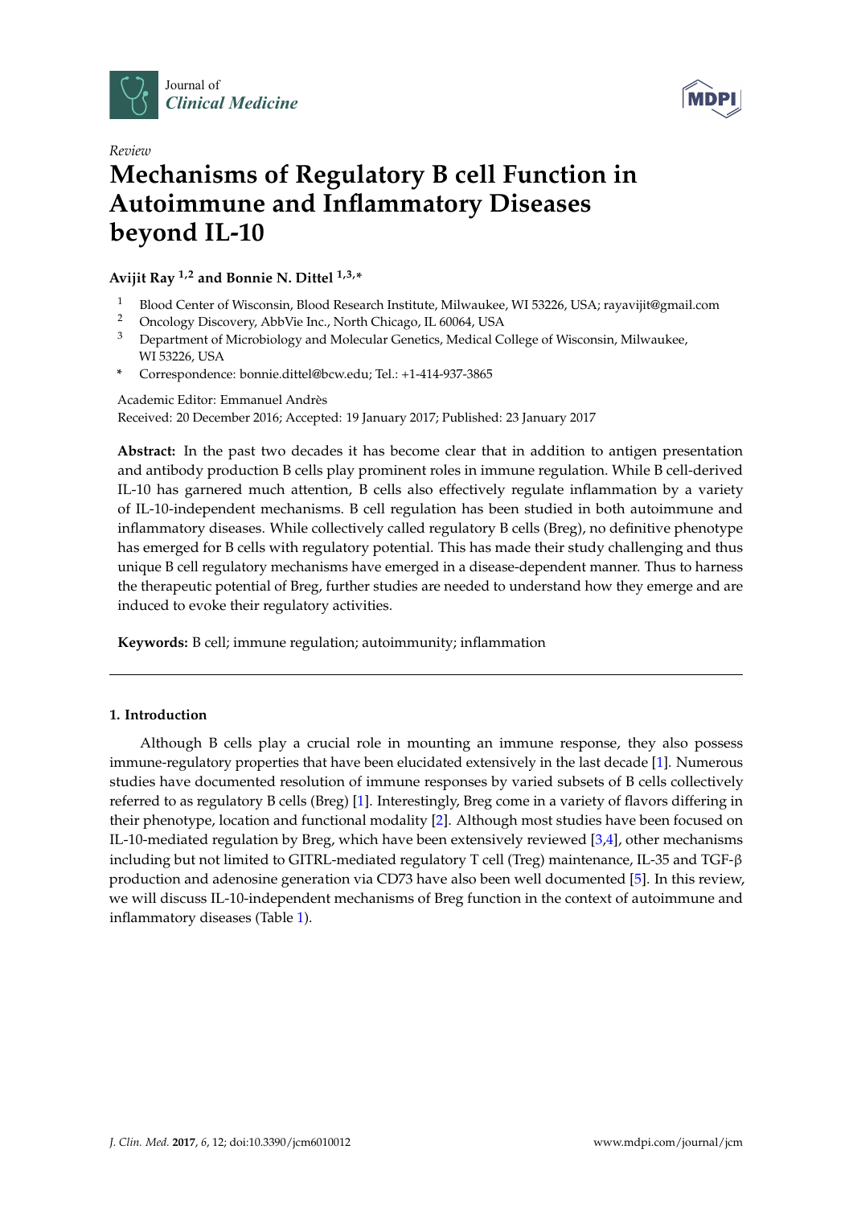Journal of *Clinical Medicine*

*Review*

# Mechanisms of Regulatory B cell Function in Autoimmune and Inflammatory Diseases beyond IL-10

**Avijit Ray [1,2] and Bonnie N. Dittel [1,3,*]**

1. Blood Center of Wisconsin, Blood Research Institute, Milwaukee, WI 53226, USA; rayavijit@gmail.com
2. Oncology Discovery, AbbVie Inc., North Chicago, IL 60064, USA
3. Department of Microbiology and Molecular Genetics, Medical College of Wisconsin, Milwaukee, WI 53226, USA

\* Correspondence: bonnie.dittel@bcw.edu; Tel.: +1-414-937-3865

Academic Editor: Emmanuel Andrès

Received: 20 December 2016; Accepted: 19 January 2017; Published: 23 January 2017

**Abstract:** In the past two decades it has become clear that in addition to antigen presentation and antibody production B cells play prominent roles in immune regulation. While B cell-derived IL-10 has garnered much attention, B cells also effectively regulate inflammation by a variety of IL-10-independent mechanisms. B cell regulation has been studied in both autoimmune and inflammatory diseases. While collectively called regulatory B cells (Breg), no definitive phenotype has emerged for B cells with regulatory potential. This has made their study challenging and thus unique B cell regulatory mechanisms have emerged in a disease-dependent manner. Thus to harness the therapeutic potential of Breg, further studies are needed to understand how they emerge and are induced to evoke their regulatory activities.

**Keywords:** B cell; immune regulation; autoimmunity; inflammation

## 1. Introduction

Although B cells play a crucial role in mounting an immune response, they also possess immune-regulatory properties that have been elucidated extensively in the last decade [1]. Numerous studies have documented resolution of immune responses by varied subsets of B cells collectively referred to as regulatory B cells (Breg) [1]. Interestingly, Breg come in a variety of flavors differing in their phenotype, location and functional modality [2]. Although most studies have been focused on IL-10-mediated regulation by Breg, which have been extensively reviewed [3,4], other mechanisms including but not limited to GITRL-mediated regulatory T cell (Treg) maintenance, IL-35 and TGF-β production and adenosine generation via CD73 have also been well documented [5]. In this review, we will discuss IL-10-independent mechanisms of Breg function in the context of autoimmune and inflammatory diseases (Table 1).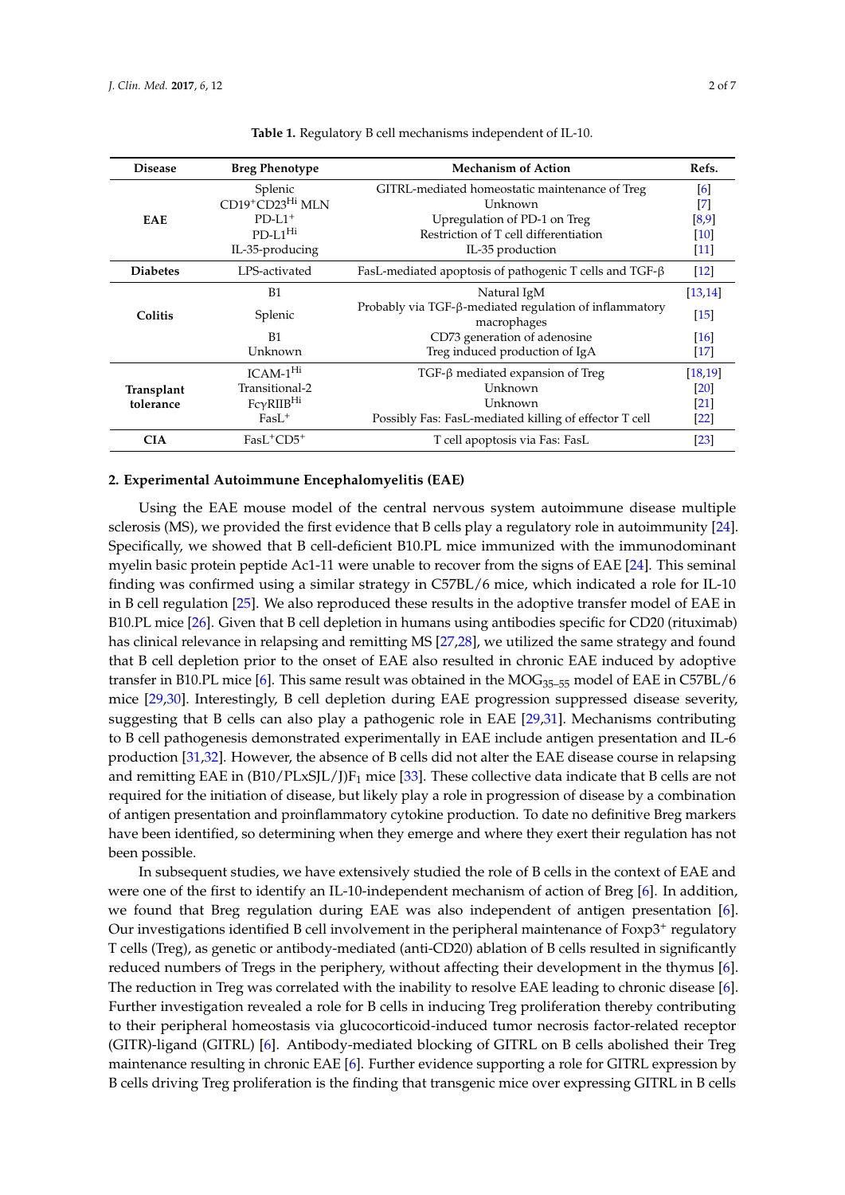**Table 1.** Regulatory B cell mechanisms independent of IL-10.

| Disease | Breg Phenotype | Mechanism of Action | Refs. |
|---|---|---|---|
| **EAE** | Splenic | GITRL-mediated homeostatic maintenance of Treg | [6] |
| | $CD19^+CD23^{Hi}$ MLN | Unknown | [7] |
| | $PD\text{-}L1^+$ | Upregulation of PD-1 on Treg | [8,9] |
| | $PD\text{-}L1^{Hi}$ | Restriction of T cell differentiation | [10] |
| | IL-35-producing | IL-35 production | [11] |
| **Diabetes** | LPS-activated | FasL-mediated apoptosis of pathogenic T cells and TGF-β | [12] |
| **Colitis** | B1 | Natural IgM | [13,14] |
| | Splenic | Probably via TGF-β-mediated regulation of inflammatory macrophages | [15] |
| | B1 | CD73 generation of adenosine | [16] |
| | Unknown | Treg induced production of IgA | [17] |
| **Transplant tolerance** | $ICAM\text{-}1^{Hi}$ | TGF-β mediated expansion of Treg | [18,19] |
| | Transitional-2 | Unknown | [20] |
| | $Fc\gamma RIIB^{Hi}$ | Unknown | [21] |
| | $FasL^+$ | Possibly Fas: FasL-mediated killing of effector T cell | [22] |
| **CIA** | $FasL^+CD5^+$ | T cell apoptosis via Fas: FasL | [23] |

## 2. Experimental Autoimmune Encephalomyelitis (EAE)

Using the EAE mouse model of the central nervous system autoimmune disease multiple sclerosis (MS), we provided the first evidence that B cells play a regulatory role in autoimmunity [24]. Specifically, we showed that B cell-deficient B10.PL mice immunized with the immunodominant myelin basic protein peptide Ac1-11 were unable to recover from the signs of EAE [24]. This seminal finding was confirmed using a similar strategy in C57BL/6 mice, which indicated a role for IL-10 in B cell regulation [25]. We also reproduced these results in the adoptive transfer model of EAE in B10.PL mice [26]. Given that B cell depletion in humans using antibodies specific for CD20 (rituximab) has clinical relevance in relapsing and remitting MS [27,28], we utilized the same strategy and found that B cell depletion prior to the onset of EAE also resulted in chronic EAE induced by adoptive transfer in B10.PL mice [6]. This same result was obtained in the $MOG_{35–55}$ model of EAE in C57BL/6 mice [29,30]. Interestingly, B cell depletion during EAE progression suppressed disease severity, suggesting that B cells can also play a pathogenic role in EAE [29,31]. Mechanisms contributing to B cell pathogenesis demonstrated experimentally in EAE include antigen presentation and IL-6 production [31,32]. However, the absence of B cells did not alter the EAE disease course in relapsing and remitting EAE in $(B10/PLxSJL/J)F_1$ mice [33]. These collective data indicate that B cells are not required for the initiation of disease, but likely play a role in progression of disease by a combination of antigen presentation and proinflammatory cytokine production. To date no definitive Breg markers have been identified, so determining when they emerge and where they exert their regulation has not been possible.

In subsequent studies, we have extensively studied the role of B cells in the context of EAE and were one of the first to identify an IL-10-independent mechanism of action of Breg [6]. In addition, we found that Breg regulation during EAE was also independent of antigen presentation [6]. Our investigations identified B cell involvement in the peripheral maintenance of $Foxp3^+$ regulatory T cells (Treg), as genetic or antibody-mediated (anti-CD20) ablation of B cells resulted in significantly reduced numbers of Tregs in the periphery, without affecting their development in the thymus [6]. The reduction in Treg was correlated with the inability to resolve EAE leading to chronic disease [6]. Further investigation revealed a role for B cells in inducing Treg proliferation thereby contributing to their peripheral homeostasis via glucocorticoid-induced tumor necrosis factor-related receptor (GITR)-ligand (GITRL) [6]. Antibody-mediated blocking of GITRL on B cells abolished their Treg maintenance resulting in chronic EAE [6]. Further evidence supporting a role for GITRL expression by B cells driving Treg proliferation is the finding that transgenic mice over expressing GITRL in B cells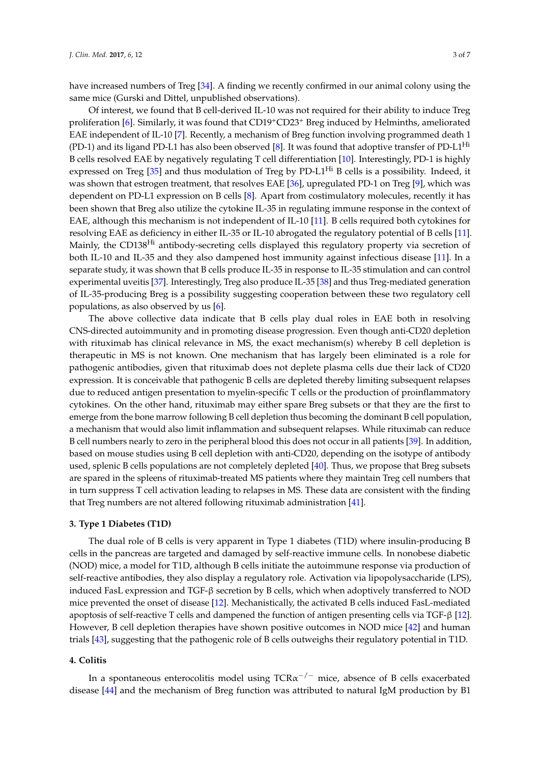have increased numbers of Treg [34]. A finding we recently confirmed in our animal colony using the same mice (Gurski and Dittel, unpublished observations).

Of interest, we found that B cell-derived IL-10 was not required for their ability to induce Treg proliferation [6]. Similarly, it was found that $CD19^{+}CD23^{+}$ Breg induced by Helminths, ameliorated EAE independent of IL-10 [7]. Recently, a mechanism of Breg function involving programmed death 1 (PD-1) and its ligand PD-L1 has also been observed [8]. It was found that adoptive transfer of $PD\text{-}L1^{Hi}$ B cells resolved EAE by negatively regulating T cell differentiation [10]. Interestingly, PD-1 is highly expressed on Treg [35] and thus modulation of Treg by $PD\text{-}L1^{Hi}$ B cells is a possibility. Indeed, it was shown that estrogen treatment, that resolves EAE [36], upregulated PD-1 on Treg [9], which was dependent on PD-L1 expression on B cells [8]. Apart from costimulatory molecules, recently it has been shown that Breg also utilize the cytokine IL-35 in regulating immune response in the context of EAE, although this mechanism is not independent of IL-10 [11]. B cells required both cytokines for resolving EAE as deficiency in either IL-35 or IL-10 abrogated the regulatory potential of B cells [11]. Mainly, the $CD138^{Hi}$ antibody-secreting cells displayed this regulatory property via secretion of both IL-10 and IL-35 and they also dampened host immunity against infectious disease [11]. In a separate study, it was shown that B cells produce IL-35 in response to IL-35 stimulation and can control experimental uveitis [37]. Interestingly, Treg also produce IL-35 [38] and thus Treg-mediated generation of IL-35-producing Breg is a possibility suggesting cooperation between these two regulatory cell populations, as also observed by us [6].

The above collective data indicate that B cells play dual roles in EAE both in resolving CNS-directed autoimmunity and in promoting disease progression. Even though anti-CD20 depletion with rituximab has clinical relevance in MS, the exact mechanism(s) whereby B cell depletion is therapeutic in MS is not known. One mechanism that has largely been eliminated is a role for pathogenic antibodies, given that rituximab does not deplete plasma cells due their lack of CD20 expression. It is conceivable that pathogenic B cells are depleted thereby limiting subsequent relapses due to reduced antigen presentation to myelin-specific T cells or the production of proinflammatory cytokines. On the other hand, rituximab may either spare Breg subsets or that they are the first to emerge from the bone marrow following B cell depletion thus becoming the dominant B cell population, a mechanism that would also limit inflammation and subsequent relapses. While rituximab can reduce B cell numbers nearly to zero in the peripheral blood this does not occur in all patients [39]. In addition, based on mouse studies using B cell depletion with anti-CD20, depending on the isotype of antibody used, splenic B cells populations are not completely depleted [40]. Thus, we propose that Breg subsets are spared in the spleens of rituximab-treated MS patients where they maintain Treg cell numbers that in turn suppress T cell activation leading to relapses in MS. These data are consistent with the finding that Treg numbers are not altered following rituximab administration [41].

## 3. Type 1 Diabetes (T1D)

The dual role of B cells is very apparent in Type 1 diabetes (T1D) where insulin-producing B cells in the pancreas are targeted and damaged by self-reactive immune cells. In nonobese diabetic (NOD) mice, a model for T1D, although B cells initiate the autoimmune response via production of self-reactive antibodies, they also display a regulatory role. Activation via lipopolysaccharide (LPS), induced FasL expression and TGF-β secretion by B cells, which when adoptively transferred to NOD mice prevented the onset of disease [12]. Mechanistically, the activated B cells induced FasL-mediated apoptosis of self-reactive T cells and dampened the function of antigen presenting cells via TGF-β [12]. However, B cell depletion therapies have shown positive outcomes in NOD mice [42] and human trials [43], suggesting that the pathogenic role of B cells outweighs their regulatory potential in T1D.

## 4. Colitis

In a spontaneous enterocolitis model using $TCR\alpha^{-/-}$ mice, absence of B cells exacerbated disease [44] and the mechanism of Breg function was attributed to natural IgM production by B1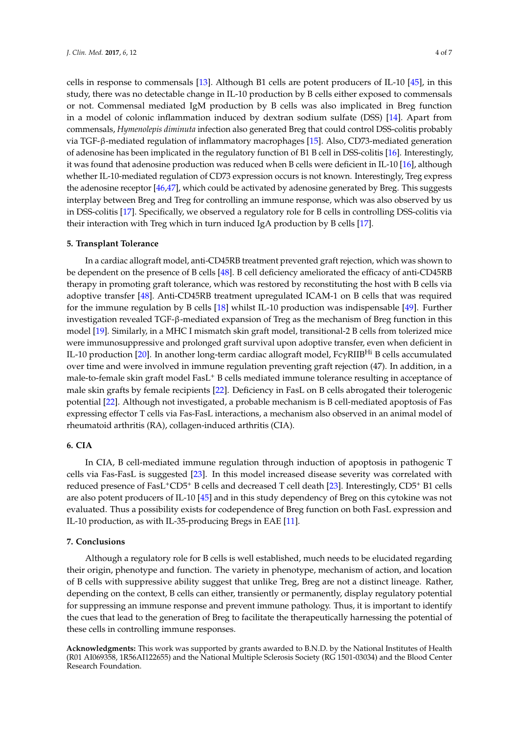cells in response to commensals [13]. Although B1 cells are potent producers of IL-10 [45], in this study, there was no detectable change in IL-10 production by B cells either exposed to commensals or not. Commensal mediated IgM production by B cells was also implicated in Breg function in a model of colonic inflammation induced by dextran sodium sulfate (DSS) [14]. Apart from commensals, *Hymenolepis diminuta* infection also generated Breg that could control DSS-colitis probably via TGF-β-mediated regulation of inflammatory macrophages [15]. Also, CD73-mediated generation of adenosine has been implicated in the regulatory function of B1 B cell in DSS-colitis [16]. Interestingly, it was found that adenosine production was reduced when B cells were deficient in IL-10 [16], although whether IL-10-mediated regulation of CD73 expression occurs is not known. Interestingly, Treg express the adenosine receptor [46,47], which could be activated by adenosine generated by Breg. This suggests interplay between Breg and Treg for controlling an immune response, which was also observed by us in DSS-colitis [17]. Specifically, we observed a regulatory role for B cells in controlling DSS-colitis via their interaction with Treg which in turn induced IgA production by B cells [17].

## 5. Transplant Tolerance

In a cardiac allograft model, anti-CD45RB treatment prevented graft rejection, which was shown to be dependent on the presence of B cells [48]. B cell deficiency ameliorated the efficacy of anti-CD45RB therapy in promoting graft tolerance, which was restored by reconstituting the host with B cells via adoptive transfer [48]. Anti-CD45RB treatment upregulated ICAM-1 on B cells that was required for the immune regulation by B cells [18] whilst IL-10 production was indispensable [49]. Further investigation revealed TGF-β-mediated expansion of Treg as the mechanism of Breg function in this model [19]. Similarly, in a MHC I mismatch skin graft model, transitional-2 B cells from tolerized mice were immunosuppressive and prolonged graft survival upon adoptive transfer, even when deficient in IL-10 production [20]. In another long-term cardiac allograft model, FcγRIIB$^{Hi}$ B cells accumulated over time and were involved in immune regulation preventing graft rejection (47). In addition, in a male-to-female skin graft model FasL$^{+}$ B cells mediated immune tolerance resulting in acceptance of male skin grafts by female recipients [22]. Deficiency in FasL on B cells abrogated their tolerogenic potential [22]. Although not investigated, a probable mechanism is B cell-mediated apoptosis of Fas expressing effector T cells via Fas-FasL interactions, a mechanism also observed in an animal model of rheumatoid arthritis (RA), collagen-induced arthritis (CIA).

## 6. CIA

In CIA, B cell-mediated immune regulation through induction of apoptosis in pathogenic T cells via Fas-FasL is suggested [23]. In this model increased disease severity was correlated with reduced presence of FasL$^{+}$CD5$^{+}$ B cells and decreased T cell death [23]. Interestingly, CD5$^{+}$ B1 cells are also potent producers of IL-10 [45] and in this study dependency of Breg on this cytokine was not evaluated. Thus a possibility exists for codependence of Breg function on both FasL expression and IL-10 production, as with IL-35-producing Bregs in EAE [11].

## 7. Conclusions

Although a regulatory role for B cells is well established, much needs to be elucidated regarding their origin, phenotype and function. The variety in phenotype, mechanism of action, and location of B cells with suppressive ability suggest that unlike Treg, Breg are not a distinct lineage. Rather, depending on the context, B cells can either, transiently or permanently, display regulatory potential for suppressing an immune response and prevent immune pathology. Thus, it is important to identify the cues that lead to the generation of Breg to facilitate the therapeutically harnessing the potential of these cells in controlling immune responses.

**Acknowledgments:** This work was supported by grants awarded to B.N.D. by the National Institutes of Health (R01 AI069358, 1R56AI122655) and the National Multiple Sclerosis Society (RG 1501-03034) and the Blood Center Research Foundation.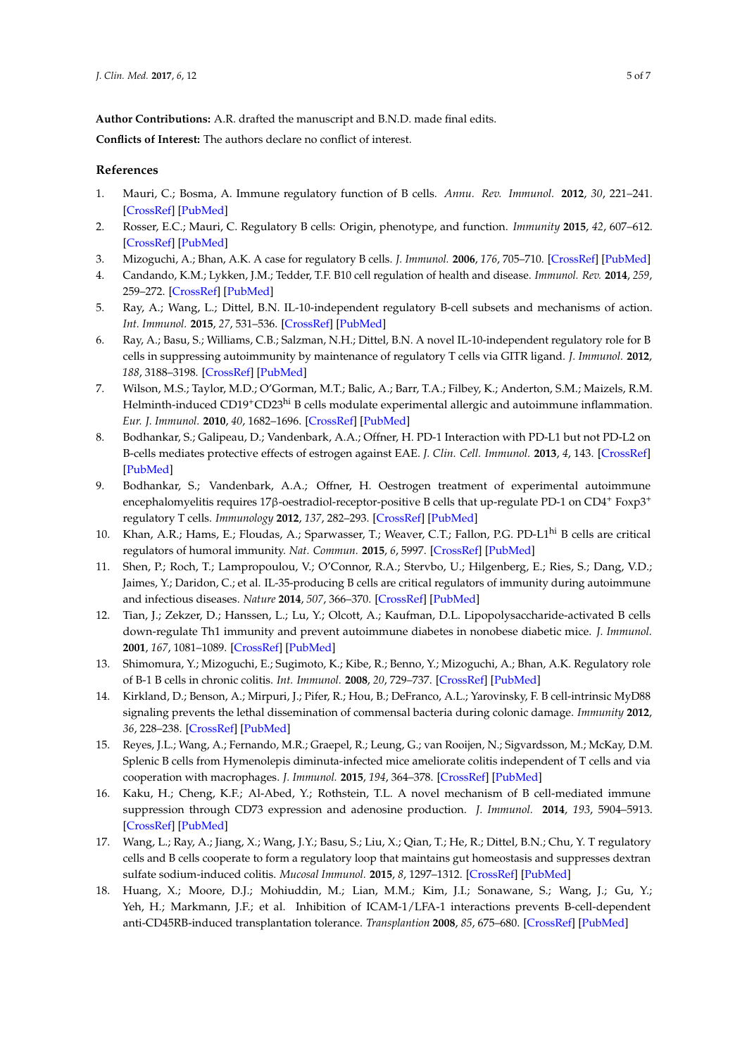**Author Contributions:** A.R. drafted the manuscript and B.N.D. made final edits.

**Conflicts of Interest:** The authors declare no conflict of interest.

## References

1. Mauri, C.; Bosma, A. Immune regulatory function of B cells. *Annu. Rev. Immunol.* **2012**, *30*, 221–241. [CrossRef] [PubMed]
2. Rosser, E.C.; Mauri, C. Regulatory B cells: Origin, phenotype, and function. *Immunity* **2015**, *42*, 607–612. [CrossRef] [PubMed]
3. Mizoguchi, A.; Bhan, A.K. A case for regulatory B cells. *J. Immunol.* **2006**, *176*, 705–710. [CrossRef] [PubMed]
4. Candando, K.M.; Lykken, J.M.; Tedder, T.F. B10 cell regulation of health and disease. *Immunol. Rev.* **2014**, *259*, 259–272. [CrossRef] [PubMed]
5. Ray, A.; Wang, L.; Dittel, B.N. IL-10-independent regulatory B-cell subsets and mechanisms of action. *Int. Immunol.* **2015**, *27*, 531–536. [CrossRef] [PubMed]
6. Ray, A.; Basu, S.; Williams, C.B.; Salzman, N.H.; Dittel, B.N. A novel IL-10-independent regulatory role for B cells in suppressing autoimmunity by maintenance of regulatory T cells via GITR ligand. *J. Immunol.* **2012**, *188*, 3188–3198. [CrossRef] [PubMed]
7. Wilson, M.S.; Taylor, M.D.; O'Gorman, M.T.; Balic, A.; Barr, T.A.; Filbey, K.; Anderton, S.M.; Maizels, R.M. Helminth-induced $CD19^{+}CD23^{hi}$ B cells modulate experimental allergic and autoimmune inflammation. *Eur. J. Immunol.* **2010**, *40*, 1682–1696. [CrossRef] [PubMed]
8. Bodhankar, S.; Galipeau, D.; Vandenbark, A.A.; Offner, H. PD-1 Interaction with PD-L1 but not PD-L2 on B-cells mediates protective effects of estrogen against EAE. *J. Clin. Cell. Immunol.* **2013**, *4*, 143. [CrossRef] [PubMed]
9. Bodhankar, S.; Vandenbark, A.A.; Offner, H. Oestrogen treatment of experimental autoimmune encephalomyelitis requires 17β-oestradiol-receptor-positive B cells that up-regulate PD-1 on $CD4^{+}$ $Foxp3^{+}$ regulatory T cells. *Immunology* **2012**, *137*, 282–293. [CrossRef] [PubMed]
10. Khan, A.R.; Hams, E.; Floudas, A.; Sparwasser, T.; Weaver, C.T.; Fallon, P.G. $PD\text{-}L1^{hi}$ B cells are critical regulators of humoral immunity. *Nat. Commun.* **2015**, *6*, 5997. [CrossRef] [PubMed]
11. Shen, P.; Roch, T.; Lampropoulou, V.; O'Connor, R.A.; Stervbo, U.; Hilgenberg, E.; Ries, S.; Dang, V.D.; Jaimes, Y.; Daridon, C.; et al. IL-35-producing B cells are critical regulators of immunity during autoimmune and infectious diseases. *Nature* **2014**, *507*, 366–370. [CrossRef] [PubMed]
12. Tian, J.; Zekzer, D.; Hanssen, L.; Lu, Y.; Olcott, A.; Kaufman, D.L. Lipopolysaccharide-activated B cells down-regulate Th1 immunity and prevent autoimmune diabetes in nonobese diabetic mice. *J. Immunol.* **2001**, *167*, 1081–1089. [CrossRef] [PubMed]
13. Shimomura, Y.; Mizoguchi, E.; Sugimoto, K.; Kibe, R.; Benno, Y.; Mizoguchi, A.; Bhan, A.K. Regulatory role of B-1 B cells in chronic colitis. *Int. Immunol.* **2008**, *20*, 729–737. [CrossRef] [PubMed]
14. Kirkland, D.; Benson, A.; Mirpuri, J.; Pifer, R.; Hou, B.; DeFranco, A.L.; Yarovinsky, F. B cell-intrinsic MyD88 signaling prevents the lethal dissemination of commensal bacteria during colonic damage. *Immunity* **2012**, *36*, 228–238. [CrossRef] [PubMed]
15. Reyes, J.L.; Wang, A.; Fernando, M.R.; Graepel, R.; Leung, G.; van Rooijen, N.; Sigvardsson, M.; McKay, D.M. Splenic B cells from Hymenolepis diminuta-infected mice ameliorate colitis independent of T cells and via cooperation with macrophages. *J. Immunol.* **2015**, *194*, 364–378. [CrossRef] [PubMed]
16. Kaku, H.; Cheng, K.F.; Al-Abed, Y.; Rothstein, T.L. A novel mechanism of B cell-mediated immune suppression through CD73 expression and adenosine production. *J. Immunol.* **2014**, *193*, 5904–5913. [CrossRef] [PubMed]
17. Wang, L.; Ray, A.; Jiang, X.; Wang, J.Y.; Basu, S.; Liu, X.; Qian, T.; He, R.; Dittel, B.N.; Chu, Y. T regulatory cells and B cells cooperate to form a regulatory loop that maintains gut homeostasis and suppresses dextran sulfate sodium-induced colitis. *Mucosal Immunol.* **2015**, *8*, 1297–1312. [CrossRef] [PubMed]
18. Huang, X.; Moore, D.J.; Mohiuddin, M.; Lian, M.M.; Kim, J.I.; Sonawane, S.; Wang, J.; Gu, Y.; Yeh, H.; Markmann, J.F.; et al. Inhibition of ICAM-1/LFA-1 interactions prevents B-cell-dependent anti-CD45RB-induced transplantation tolerance. *Transplantion* **2008**, *85*, 675–680. [CrossRef] [PubMed]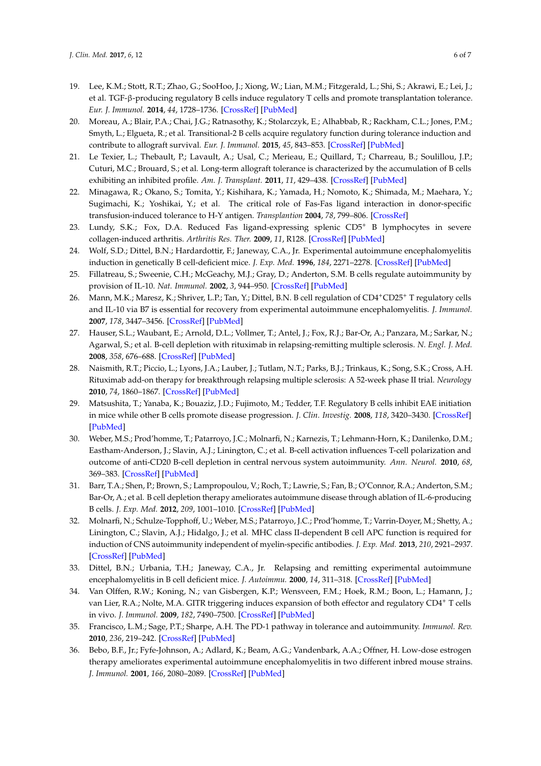19. Lee, K.M.; Stott, R.T.; Zhao, G.; SooHoo, J.; Xiong, W.; Lian, M.M.; Fitzgerald, L.; Shi, S.; Akrawi, E.; Lei, J.; et al. TGF-β-producing regulatory B cells induce regulatory T cells and promote transplantation tolerance. *Eur. J. Immunol.* **2014**, *44*, 1728–1736. [CrossRef] [PubMed]
20. Moreau, A.; Blair, P.A.; Chai, J.G.; Ratnasothy, K.; Stolarczyk, E.; Alhabbab, R.; Rackham, C.L.; Jones, P.M.; Smyth, L.; Elgueta, R.; et al. Transitional-2 B cells acquire regulatory function during tolerance induction and contribute to allograft survival. *Eur. J. Immunol.* **2015**, *45*, 843–853. [CrossRef] [PubMed]
21. Le Texier, L.; Thebault, P.; Lavault, A.; Usal, C.; Merieau, E.; Quillard, T.; Charreau, B.; Soulillou, J.P.; Cuturi, M.C.; Brouard, S.; et al. Long-term allograft tolerance is characterized by the accumulation of B cells exhibiting an inhibited profile. *Am. J. Transplant.* **2011**, *11*, 429–438. [CrossRef] [PubMed]
22. Minagawa, R.; Okano, S.; Tomita, Y.; Kishihara, K.; Yamada, H.; Nomoto, K.; Shimada, M.; Maehara, Y.; Sugimachi, K.; Yoshikai, Y.; et al. The critical role of Fas-Fas ligand interaction in donor-specific transfusion-induced tolerance to H-Y antigen. *Transplantion* **2004**, *78*, 799–806. [CrossRef]
23. Lundy, S.K.; Fox, D.A. Reduced Fas ligand-expressing splenic CD5$^{+}$ B lymphocytes in severe collagen-induced arthritis. *Arthritis Res. Ther.* **2009**, *11*, R128. [CrossRef] [PubMed]
24. Wolf, S.D.; Dittel, B.N.; Hardardottir, F.; Janeway, C.A., Jr. Experimental autoimmune encephalomyelitis induction in genetically B cell-deficient mice. *J. Exp. Med.* **1996**, *184*, 2271–2278. [CrossRef] [PubMed]
25. Fillatreau, S.; Sweenie, C.H.; McGeachy, M.J.; Gray, D.; Anderton, S.M. B cells regulate autoimmunity by provision of IL-10. *Nat. Immunol.* **2002**, *3*, 944–950. [CrossRef] [PubMed]
26. Mann, M.K.; Maresz, K.; Shriver, L.P.; Tan, Y.; Dittel, B.N. B cell regulation of CD4$^{+}$CD25$^{+}$ T regulatory cells and IL-10 via B7 is essential for recovery from experimental autoimmune encephalomyelitis. *J. Immunol.* **2007**, *178*, 3447–3456. [CrossRef] [PubMed]
27. Hauser, S.L.; Waubant, E.; Arnold, D.L.; Vollmer, T.; Antel, J.; Fox, R.J.; Bar-Or, A.; Panzara, M.; Sarkar, N.; Agarwal, S.; et al. B-cell depletion with rituximab in relapsing-remitting multiple sclerosis. *N. Engl. J. Med.* **2008**, *358*, 676–688. [CrossRef] [PubMed]
28. Naismith, R.T.; Piccio, L.; Lyons, J.A.; Lauber, J.; Tutlam, N.T.; Parks, B.J.; Trinkaus, K.; Song, S.K.; Cross, A.H. Rituximab add-on therapy for breakthrough relapsing multiple sclerosis: A 52-week phase II trial. *Neurology* **2010**, *74*, 1860–1867. [CrossRef] [PubMed]
29. Matsushita, T.; Yanaba, K.; Bouaziz, J.D.; Fujimoto, M.; Tedder, T.F. Regulatory B cells inhibit EAE initiation in mice while other B cells promote disease progression. *J. Clin. Investig.* **2008**, *118*, 3420–3430. [CrossRef] [PubMed]
30. Weber, M.S.; Prod'homme, T.; Patarroyo, J.C.; Molnarfi, N.; Karnezis, T.; Lehmann-Horn, K.; Danilenko, D.M.; Eastham-Anderson, J.; Slavin, A.J.; Linington, C.; et al. B-cell activation influences T-cell polarization and outcome of anti-CD20 B-cell depletion in central nervous system autoimmunity. *Ann. Neurol.* **2010**, *68*, 369–383. [CrossRef] [PubMed]
31. Barr, T.A.; Shen, P.; Brown, S.; Lampropoulou, V.; Roch, T.; Lawrie, S.; Fan, B.; O'Connor, R.A.; Anderton, S.M.; Bar-Or, A.; et al. B cell depletion therapy ameliorates autoimmune disease through ablation of IL-6-producing B cells. *J. Exp. Med.* **2012**, *209*, 1001–1010. [CrossRef] [PubMed]
32. Molnarfi, N.; Schulze-Topphoff, U.; Weber, M.S.; Patarroyo, J.C.; Prod'homme, T.; Varrin-Doyer, M.; Shetty, A.; Linington, C.; Slavin, A.J.; Hidalgo, J.; et al. MHC class II-dependent B cell APC function is required for induction of CNS autoimmunity independent of myelin-specific antibodies. *J. Exp. Med.* **2013**, *210*, 2921–2937. [CrossRef] [PubMed]
33. Dittel, B.N.; Urbania, T.H.; Janeway, C.A., Jr. Relapsing and remitting experimental autoimmune encephalomyelitis in B cell deficient mice. *J. Autoimmu.* **2000**, *14*, 311–318. [CrossRef] [PubMed]
34. Van Olffen, R.W.; Koning, N.; van Gisbergen, K.P.; Wensveen, F.M.; Hoek, R.M.; Boon, L.; Hamann, J.; van Lier, R.A.; Nolte, M.A. GITR triggering induces expansion of both effector and regulatory CD4$^{+}$ T cells in vivo. *J. Immunol.* **2009**, *182*, 7490–7500. [CrossRef] [PubMed]
35. Francisco, L.M.; Sage, P.T.; Sharpe, A.H. The PD-1 pathway in tolerance and autoimmunity. *Immunol. Rev.* **2010**, *236*, 219–242. [CrossRef] [PubMed]
36. Bebo, B.F., Jr.; Fyfe-Johnson, A.; Adlard, K.; Beam, A.G.; Vandenbark, A.A.; Offner, H. Low-dose estrogen therapy ameliorates experimental autoimmune encephalomyelitis in two different inbred mouse strains. *J. Immunol.* **2001**, *166*, 2080–2089. [CrossRef] [PubMed]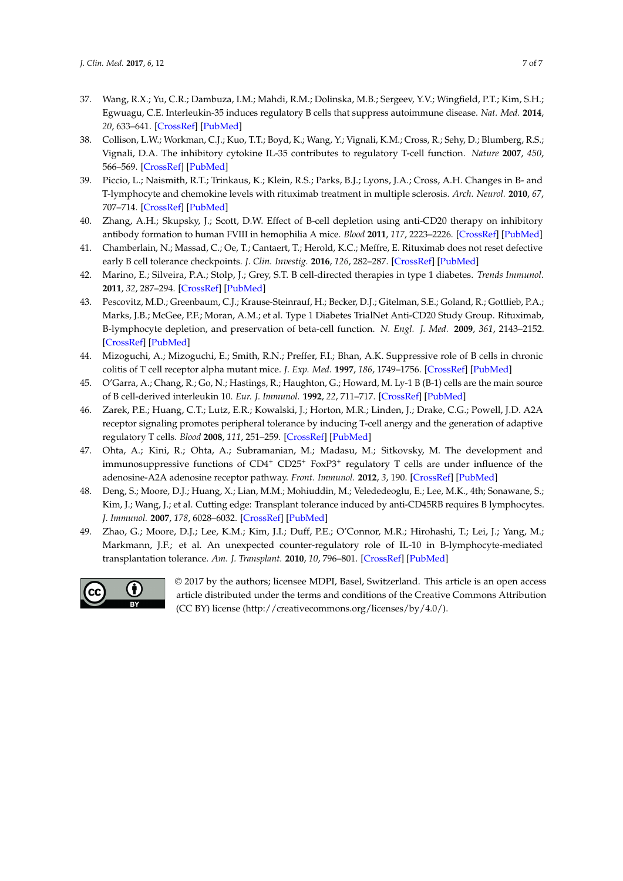37. Wang, R.X.; Yu, C.R.; Dambuza, I.M.; Mahdi, R.M.; Dolinska, M.B.; Sergeev, Y.V.; Wingfield, P.T.; Kim, S.H.; Egwuagu, C.E. Interleukin-35 induces regulatory B cells that suppress autoimmune disease. *Nat. Med.* **2014**, *20*, 633–641. [CrossRef] [PubMed]
38. Collison, L.W.; Workman, C.J.; Kuo, T.T.; Boyd, K.; Wang, Y.; Vignali, K.M.; Cross, R.; Sehy, D.; Blumberg, R.S.; Vignali, D.A. The inhibitory cytokine IL-35 contributes to regulatory T-cell function. *Nature* **2007**, *450*, 566–569. [CrossRef] [PubMed]
39. Piccio, L.; Naismith, R.T.; Trinkaus, K.; Klein, R.S.; Parks, B.J.; Lyons, J.A.; Cross, A.H. Changes in B- and T-lymphocyte and chemokine levels with rituximab treatment in multiple sclerosis. *Arch. Neurol.* **2010**, *67*, 707–714. [CrossRef] [PubMed]
40. Zhang, A.H.; Skupsky, J.; Scott, D.W. Effect of B-cell depletion using anti-CD20 therapy on inhibitory antibody formation to human FVIII in hemophilia A mice. *Blood* **2011**, *117*, 2223–2226. [CrossRef] [PubMed]
41. Chamberlain, N.; Massad, C.; Oe, T.; Cantaert, T.; Herold, K.C.; Meffre, E. Rituximab does not reset defective early B cell tolerance checkpoints. *J. Clin. Investig.* **2016**, *126*, 282–287. [CrossRef] [PubMed]
42. Marino, E.; Silveira, P.A.; Stolp, J.; Grey, S.T. B cell-directed therapies in type 1 diabetes. *Trends Immunol.* **2011**, *32*, 287–294. [CrossRef] [PubMed]
43. Pescovitz, M.D.; Greenbaum, C.J.; Krause-Steinrauf, H.; Becker, D.J.; Gitelman, S.E.; Goland, R.; Gottlieb, P.A.; Marks, J.B.; McGee, P.F.; Moran, A.M.; et al. Type 1 Diabetes TrialNet Anti-CD20 Study Group. Rituximab, B-lymphocyte depletion, and preservation of beta-cell function. *N. Engl. J. Med.* **2009**, *361*, 2143–2152. [CrossRef] [PubMed]
44. Mizoguchi, A.; Mizoguchi, E.; Smith, R.N.; Preffer, F.I.; Bhan, A.K. Suppressive role of B cells in chronic colitis of T cell receptor alpha mutant mice. *J. Exp. Med.* **1997**, *186*, 1749–1756. [CrossRef] [PubMed]
45. O'Garra, A.; Chang, R.; Go, N.; Hastings, R.; Haughton, G.; Howard, M. Ly-1 B (B-1) cells are the main source of B cell-derived interleukin 10. *Eur. J. Immunol.* **1992**, *22*, 711–717. [CrossRef] [PubMed]
46. Zarek, P.E.; Huang, C.T.; Lutz, E.R.; Kowalski, J.; Horton, M.R.; Linden, J.; Drake, C.G.; Powell, J.D. A2A receptor signaling promotes peripheral tolerance by inducing T-cell anergy and the generation of adaptive regulatory T cells. *Blood* **2008**, *111*, 251–259. [CrossRef] [PubMed]
47. Ohta, A.; Kini, R.; Ohta, A.; Subramanian, M.; Madasu, M.; Sitkovsky, M. The development and immunosuppressive functions of $CD4^+$ $CD25^+$ $FoxP3^+$ regulatory T cells are under influence of the adenosine-A2A adenosine receptor pathway. *Front. Immunol.* **2012**, *3*, 190. [CrossRef] [PubMed]
48. Deng, S.; Moore, D.J.; Huang, X.; Lian, M.M.; Mohiuddin, M.; Velededeoglu, E.; Lee, M.K., 4th; Sonawane, S.; Kim, J.; Wang, J.; et al. Cutting edge: Transplant tolerance induced by anti-CD45RB requires B lymphocytes. *J. Immunol.* **2007**, *178*, 6028–6032. [CrossRef] [PubMed]
49. Zhao, G.; Moore, D.J.; Lee, K.M.; Kim, J.I.; Duff, P.E.; O'Connor, M.R.; Hirohashi, T.; Lei, J.; Yang, M.; Markmann, J.F.; et al. An unexpected counter-regulatory role of IL-10 in B-lymphocyte-mediated transplantation tolerance. *Am. J. Transplant.* **2010**, *10*, 796–801. [CrossRef] [PubMed]

© 2017 by the authors; licensee MDPI, Basel, Switzerland. This article is an open access article distributed under the terms and conditions of the Creative Commons Attribution (CC BY) license (http://creativecommons.org/licenses/by/4.0/).